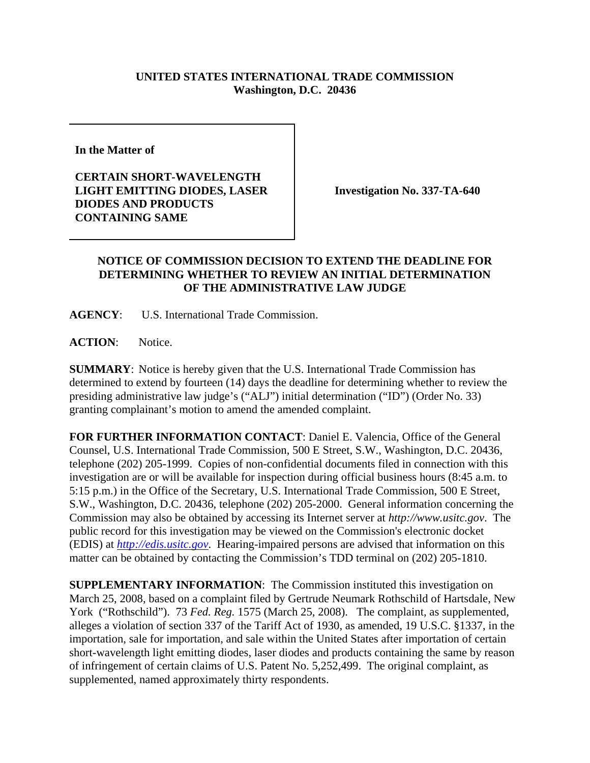**UNITED STATES INTERNATIONAL TRADE COMMISSION**
**Washington, D.C. 20436**

**In the Matter of**

**CERTAIN SHORT-WAVELENGTH LIGHT EMITTING DIODES, LASER DIODES AND PRODUCTS CONTAINING SAME**

**Investigation No. 337-TA-640**

## NOTICE OF COMMISSION DECISION TO EXTEND THE DEADLINE FOR DETERMINING WHETHER TO REVIEW AN INITIAL DETERMINATION OF THE ADMINISTRATIVE LAW JUDGE

**AGENCY**: U.S. International Trade Commission.

**ACTION**: Notice.

**SUMMARY**: Notice is hereby given that the U.S. International Trade Commission has determined to extend by fourteen (14) days the deadline for determining whether to review the presiding administrative law judge's ("ALJ") initial determination ("ID") (Order No. 33) granting complainant's motion to amend the amended complaint.

**FOR FURTHER INFORMATION CONTACT**: Daniel E. Valencia, Office of the General Counsel, U.S. International Trade Commission, 500 E Street, S.W., Washington, D.C. 20436, telephone (202) 205-1999. Copies of non-confidential documents filed in connection with this investigation are or will be available for inspection during official business hours (8:45 a.m. to 5:15 p.m.) in the Office of the Secretary, U.S. International Trade Commission, 500 E Street, S.W., Washington, D.C. 20436, telephone (202) 205-2000. General information concerning the Commission may also be obtained by accessing its Internet server at *http://www.usitc.gov*. The public record for this investigation may be viewed on the Commission's electronic docket (EDIS) at *http://edis.usitc.gov*. Hearing-impaired persons are advised that information on this matter can be obtained by contacting the Commission's TDD terminal on (202) 205-1810.

**SUPPLEMENTARY INFORMATION**: The Commission instituted this investigation on March 25, 2008, based on a complaint filed by Gertrude Neumark Rothschild of Hartsdale, New York ("Rothschild"). 73 *Fed. Reg.* 1575 (March 25, 2008). The complaint, as supplemented, alleges a violation of section 337 of the Tariff Act of 1930, as amended, 19 U.S.C. §1337, in the importation, sale for importation, and sale within the United States after importation of certain short-wavelength light emitting diodes, laser diodes and products containing the same by reason of infringement of certain claims of U.S. Patent No. 5,252,499. The original complaint, as supplemented, named approximately thirty respondents.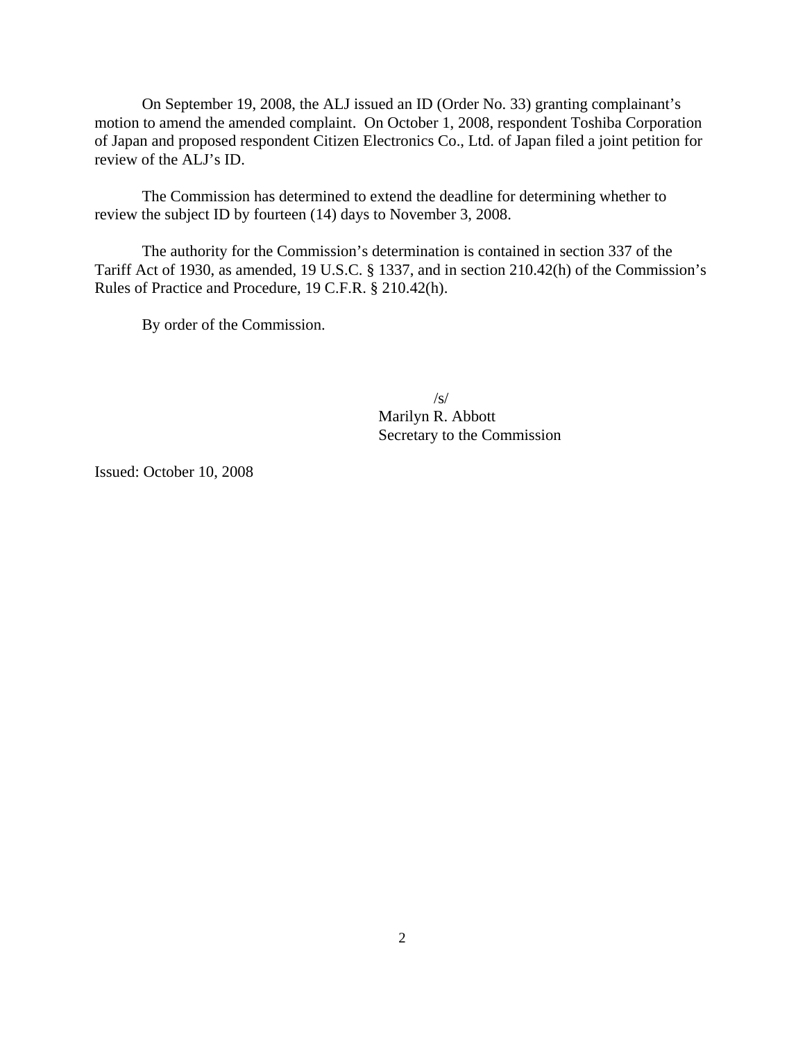On September 19, 2008, the ALJ issued an ID (Order No. 33) granting complainant's motion to amend the amended complaint. On October 1, 2008, respondent Toshiba Corporation of Japan and proposed respondent Citizen Electronics Co., Ltd. of Japan filed a joint petition for review of the ALJ's ID.

The Commission has determined to extend the deadline for determining whether to review the subject ID by fourteen (14) days to November 3, 2008.

The authority for the Commission's determination is contained in section 337 of the Tariff Act of 1930, as amended, 19 U.S.C. § 1337, and in section 210.42(h) of the Commission's Rules of Practice and Procedure, 19 C.F.R. § 210.42(h).

By order of the Commission.

/s/
Marilyn R. Abbott
Secretary to the Commission

Issued: October 10, 2008